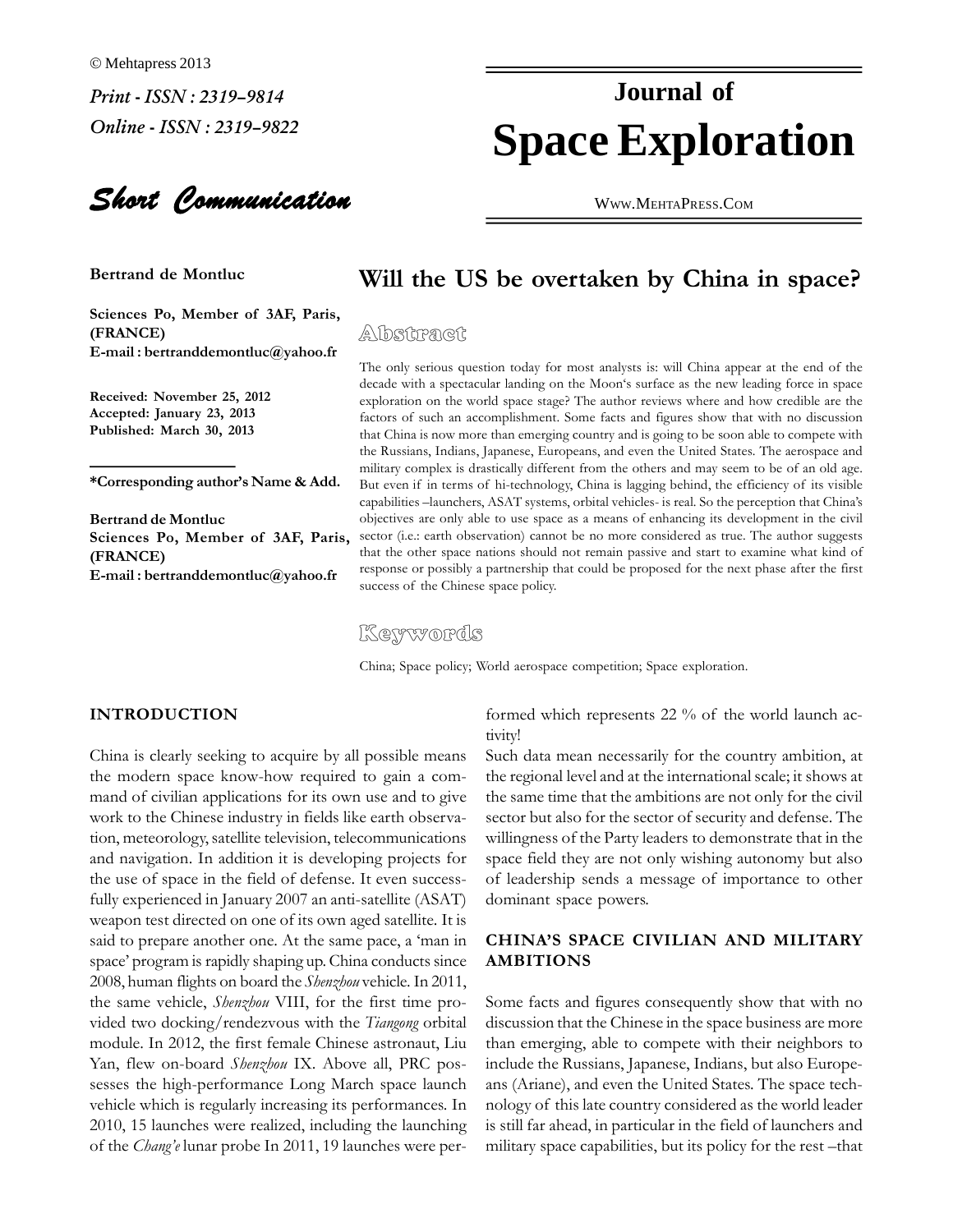© Mehtapress 2013

*Print - ISSN : 2319–9814*

*Online - ISSN : 2319–9822*

# Journal of Space Exploration

WWW.MEHTAPRESS.COM

***Short Communication***

# Will the US be overtaken by China in space?

**Bertrand de Montluc**

**Sciences Po, Member of 3AF, Paris, (FRANCE)**
**E-mail : bertranddemontluc@yahoo.fr**

**Received: November 25, 2012**
**Accepted: January 23, 2013**
**Published: March 30, 2013**

**\*Corresponding author's Name & Add.**

**Bertrand de Montluc**
**Sciences Po, Member of 3AF, Paris, (FRANCE)**
**E-mail : bertranddemontluc@yahoo.fr**

## Abstract

The only serious question today for most analysts is: will China appear at the end of the decade with a spectacular landing on the Moon's surface as the new leading force in space exploration on the world space stage? The author reviews where and how credible are the factors of such an accomplishment. Some facts and figures show that with no discussion that China is now more than emerging country and is going to be soon able to compete with the Russians, Indians, Japanese, Europeans, and even the United States. The aerospace and military complex is drastically different from the others and may seem to be of an old age. But even if in terms of hi-technology, China is lagging behind, the efficiency of its visible capabilities –launchers, ASAT systems, orbital vehicles- is real. So the perception that China's objectives are only able to use space as a means of enhancing its development in the civil sector (i.e.: earth observation) cannot be no more considered as true. The author suggests that the other space nations should not remain passive and start to examine what kind of response or possibly a partnership that could be proposed for the next phase after the first success of the Chinese space policy.

## Keywords

China; Space policy; World aerospace competition; Space exploration.

## INTRODUCTION

China is clearly seeking to acquire by all possible means the modern space know-how required to gain a command of civilian applications for its own use and to give work to the Chinese industry in fields like earth observation, meteorology, satellite television, telecommunications and navigation. In addition it is developing projects for the use of space in the field of defense. It even successfully experienced in January 2007 an anti-satellite (ASAT) weapon test directed on one of its own aged satellite. It is said to prepare another one. At the same pace, a 'man in space' program is rapidly shaping up. China conducts since 2008, human flights on board the *Shenzhou* vehicle. In 2011, the same vehicle, *Shenzhou* VIII, for the first time provided two docking/rendezvous with the *Tiangong* orbital module. In 2012, the first female Chinese astronaut, Liu Yan, flew on-board *Shenzhou* IX. Above all, PRC possesses the high-performance Long March space launch vehicle which is regularly increasing its performances. In 2010, 15 launches were realized, including the launching of the *Chang'e* lunar probe In 2011, 19 launches were performed which represents 22 % of the world launch activity!

Such data mean necessarily for the country ambition, at the regional level and at the international scale; it shows at the same time that the ambitions are not only for the civil sector but also for the sector of security and defense. The willingness of the Party leaders to demonstrate that in the space field they are not only wishing autonomy but also of leadership sends a message of importance to other dominant space powers.

## CHINA'S SPACE CIVILIAN AND MILITARY AMBITIONS

Some facts and figures consequently show that with no discussion that the Chinese in the space business are more than emerging, able to compete with their neighbors to include the Russians, Japanese, Indians, but also Europeans (Ariane), and even the United States. The space technology of this late country considered as the world leader is still far ahead, in particular in the field of launchers and military space capabilities, but its policy for the rest –that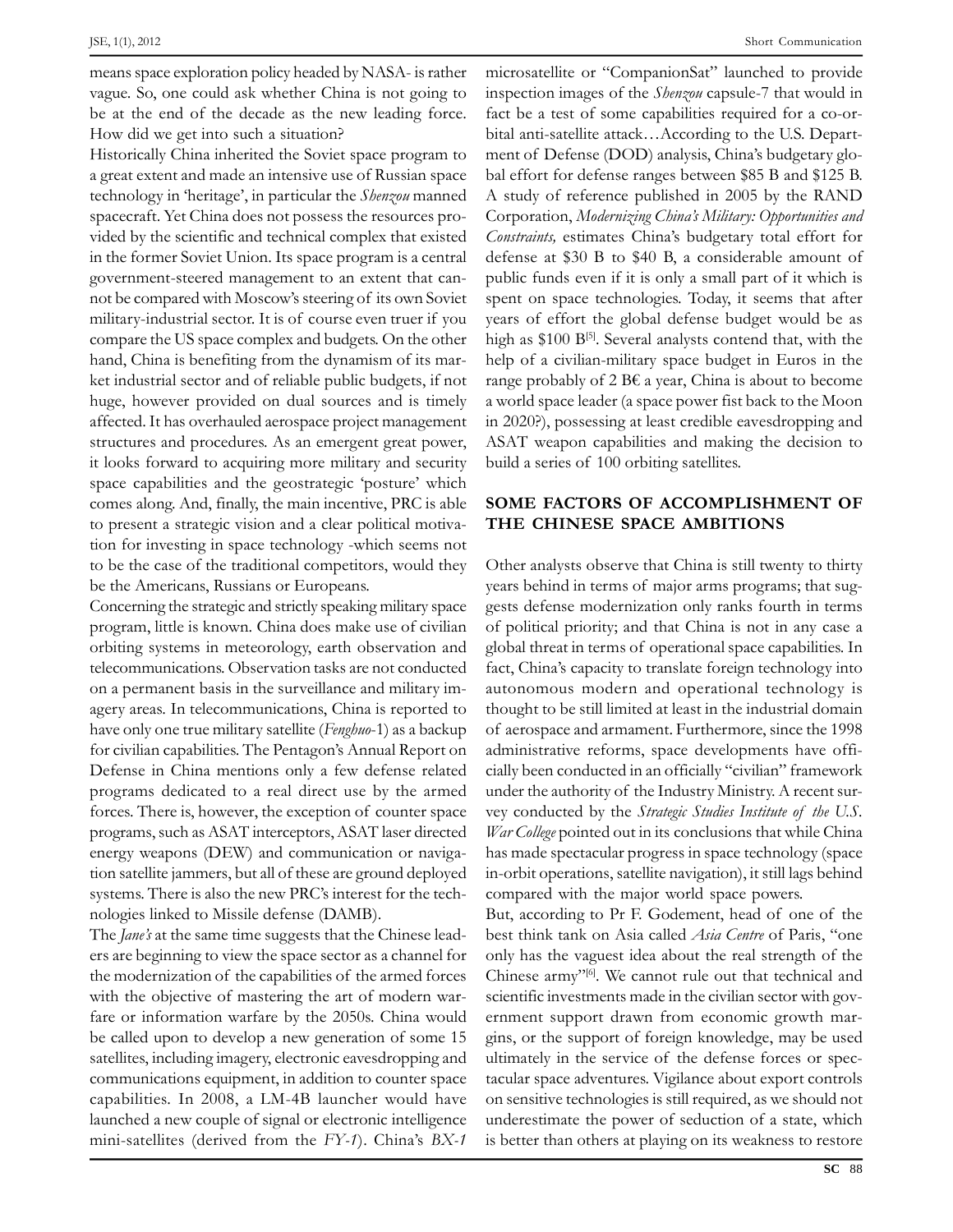means space exploration policy headed by NASA- is rather vague. So, one could ask whether China is not going to be at the end of the decade as the new leading force. How did we get into such a situation?

Historically China inherited the Soviet space program to a great extent and made an intensive use of Russian space technology in 'heritage', in particular the *Shenzou* manned spacecraft. Yet China does not possess the resources provided by the scientific and technical complex that existed in the former Soviet Union. Its space program is a central government-steered management to an extent that cannot be compared with Moscow's steering of its own Soviet military-industrial sector. It is of course even truer if you compare the US space complex and budgets. On the other hand, China is benefiting from the dynamism of its market industrial sector and of reliable public budgets, if not huge, however provided on dual sources and is timely affected. It has overhauled aerospace project management structures and procedures. As an emergent great power, it looks forward to acquiring more military and security space capabilities and the geostrategic 'posture' which comes along. And, finally, the main incentive, PRC is able to present a strategic vision and a clear political motivation for investing in space technology -which seems not to be the case of the traditional competitors, would they be the Americans, Russians or Europeans.

Concerning the strategic and strictly speaking military space program, little is known. China does make use of civilian orbiting systems in meteorology, earth observation and telecommunications. Observation tasks are not conducted on a permanent basis in the surveillance and military imagery areas. In telecommunications, China is reported to have only one true military satellite (*Fenghuo*-1) as a backup for civilian capabilities. The Pentagon's Annual Report on Defense in China mentions only a few defense related programs dedicated to a real direct use by the armed forces. There is, however, the exception of counter space programs, such as ASAT interceptors, ASAT laser directed energy weapons (DEW) and communication or navigation satellite jammers, but all of these are ground deployed systems. There is also the new PRC's interest for the technologies linked to Missile defense (DAMB).

The *Jane's* at the same time suggests that the Chinese leaders are beginning to view the space sector as a channel for the modernization of the capabilities of the armed forces with the objective of mastering the art of modern warfare or information warfare by the 2050s. China would be called upon to develop a new generation of some 15 satellites, including imagery, electronic eavesdropping and communications equipment, in addition to counter space capabilities. In 2008, a LM-4B launcher would have launched a new couple of signal or electronic intelligence mini-satellites (derived from the *FY-1*). China's *BX-1* microsatellite or "CompanionSat" launched to provide inspection images of the *Shenzou* capsule-7 that would in fact be a test of some capabilities required for a co-orbital anti-satellite attack…According to the U.S. Department of Defense (DOD) analysis, China's budgetary global effort for defense ranges between $85 B and $125 B. A study of reference published in 2005 by the RAND Corporation, *Modernizing China's Military: Opportunities and Constraints,* estimates China's budgetary total effort for defense at $30 B to $40 B, a considerable amount of public funds even if it is only a small part of it which is spent on space technologies. Today, it seems that after years of effort the global defense budget would be as high as $100 B[5]. Several analysts contend that, with the help of a civilian-military space budget in Euros in the range probably of 2 B€ a year, China is about to become a world space leader (a space power fist back to the Moon in 2020?), possessing at least credible eavesdropping and ASAT weapon capabilities and making the decision to build a series of 100 orbiting satellites.

## SOME FACTORS OF ACCOMPLISHMENT OF THE CHINESE SPACE AMBITIONS

Other analysts observe that China is still twenty to thirty years behind in terms of major arms programs; that suggests defense modernization only ranks fourth in terms of political priority; and that China is not in any case a global threat in terms of operational space capabilities. In fact, China's capacity to translate foreign technology into autonomous modern and operational technology is thought to be still limited at least in the industrial domain of aerospace and armament. Furthermore, since the 1998 administrative reforms, space developments have officially been conducted in an officially "civilian" framework under the authority of the Industry Ministry. A recent survey conducted by the *Strategic Studies Institute of the U.S. War College* pointed out in its conclusions that while China has made spectacular progress in space technology (space in-orbit operations, satellite navigation), it still lags behind compared with the major world space powers.

But, according to Pr F. Godement, head of one of the best think tank on Asia called *Asia Centre* of Paris, "one only has the vaguest idea about the real strength of the Chinese army"[6]. We cannot rule out that technical and scientific investments made in the civilian sector with government support drawn from economic growth margins, or the support of foreign knowledge, may be used ultimately in the service of the defense forces or spectacular space adventures. Vigilance about export controls on sensitive technologies is still required, as we should not underestimate the power of seduction of a state, which is better than others at playing on its weakness to restore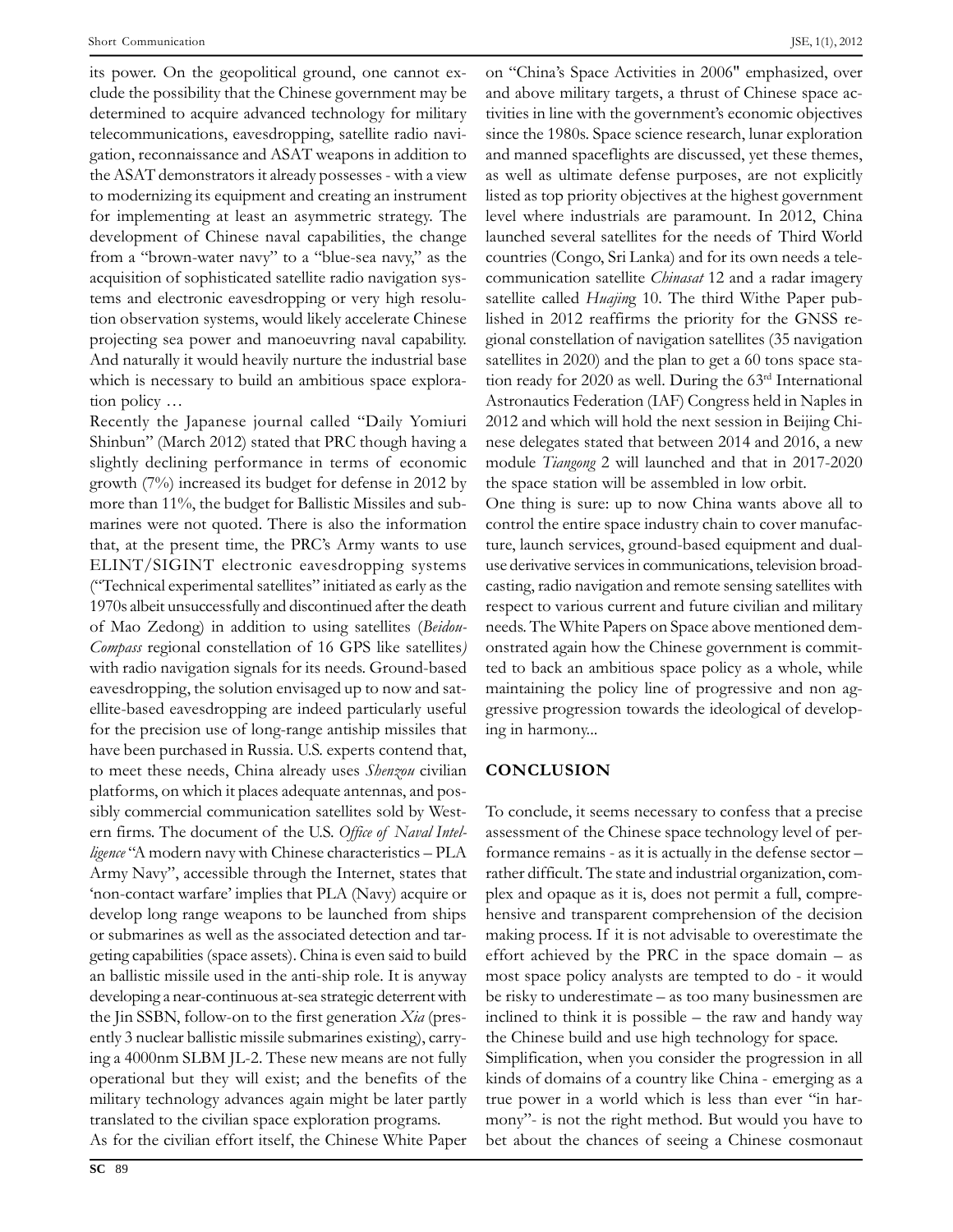its power. On the geopolitical ground, one cannot exclude the possibility that the Chinese government may be determined to acquire advanced technology for military telecommunications, eavesdropping, satellite radio navigation, reconnaissance and ASAT weapons in addition to the ASAT demonstrators it already possesses - with a view to modernizing its equipment and creating an instrument for implementing at least an asymmetric strategy. The development of Chinese naval capabilities, the change from a "brown-water navy" to a "blue-sea navy," as the acquisition of sophisticated satellite radio navigation systems and electronic eavesdropping or very high resolution observation systems, would likely accelerate Chinese projecting sea power and manoeuvring naval capability. And naturally it would heavily nurture the industrial base which is necessary to build an ambitious space exploration policy …

Recently the Japanese journal called "Daily Yomiuri Shinbun" (March 2012) stated that PRC though having a slightly declining performance in terms of economic growth (7%) increased its budget for defense in 2012 by more than 11%, the budget for Ballistic Missiles and submarines were not quoted. There is also the information that, at the present time, the PRC's Army wants to use ELINT/SIGINT electronic eavesdropping systems ("Technical experimental satellites" initiated as early as the 1970s albeit unsuccessfully and discontinued after the death of Mao Zedong) in addition to using satellites (*Beidou-Compass* regional constellation of 16 GPS like satellites) with radio navigation signals for its needs. Ground-based eavesdropping, the solution envisaged up to now and satellite-based eavesdropping are indeed particularly useful for the precision use of long-range antiship missiles that have been purchased in Russia. U.S. experts contend that, to meet these needs, China already uses *Shenzou* civilian platforms, on which it places adequate antennas, and possibly commercial communication satellites sold by Western firms. The document of the U.S. *Office of Naval Intelligence* "A modern navy with Chinese characteristics – PLA Army Navy", accessible through the Internet, states that 'non-contact warfare' implies that PLA (Navy) acquire or develop long range weapons to be launched from ships or submarines as well as the associated detection and targeting capabilities (space assets). China is even said to build an ballistic missile used in the anti-ship role. It is anyway developing a near-continuous at-sea strategic deterrent with the Jin SSBN, follow-on to the first generation *Xia* (presently 3 nuclear ballistic missile submarines existing), carrying a 4000nm SLBM JL-2. These new means are not fully operational but they will exist; and the benefits of the military technology advances again might be later partly translated to the civilian space exploration programs.

As for the civilian effort itself, the Chinese White Paper on "China's Space Activities in 2006" emphasized, over and above military targets, a thrust of Chinese space activities in line with the government's economic objectives since the 1980s. Space science research, lunar exploration and manned spaceflights are discussed, yet these themes, as well as ultimate defense purposes, are not explicitly listed as top priority objectives at the highest government level where industrials are paramount. In 2012, China launched several satellites for the needs of Third World countries (Congo, Sri Lanka) and for its own needs a telecommunication satellite *Chinasat* 12 and a radar imagery satellite called *Huajing* 10. The third Withe Paper published in 2012 reaffirms the priority for the GNSS regional constellation of navigation satellites (35 navigation satellites in 2020) and the plan to get a 60 tons space station ready for 2020 as well. During the 63rd International Astronautics Federation (IAF) Congress held in Naples in 2012 and which will hold the next session in Beijing Chinese delegates stated that between 2014 and 2016, a new module *Tiangong* 2 will launched and that in 2017-2020 the space station will be assembled in low orbit.

One thing is sure: up to now China wants above all to control the entire space industry chain to cover manufacture, launch services, ground-based equipment and dual-use derivative services in communications, television broadcasting, radio navigation and remote sensing satellites with respect to various current and future civilian and military needs. The White Papers on Space above mentioned demonstrated again how the Chinese government is committed to back an ambitious space policy as a whole, while maintaining the policy line of progressive and non aggressive progression towards the ideological of developing in harmony...

## CONCLUSION

To conclude, it seems necessary to confess that a precise assessment of the Chinese space technology level of performance remains - as it is actually in the defense sector – rather difficult. The state and industrial organization, complex and opaque as it is, does not permit a full, comprehensive and transparent comprehension of the decision making process. If it is not advisable to overestimate the effort achieved by the PRC in the space domain – as most space policy analysts are tempted to do - it would be risky to underestimate – as too many businessmen are inclined to think it is possible – the raw and handy way the Chinese build and use high technology for space.

Simplification, when you consider the progression in all kinds of domains of a country like China - emerging as a true power in a world which is less than ever "in harmony"- is not the right method. But would you have to bet about the chances of seeing a Chinese cosmonaut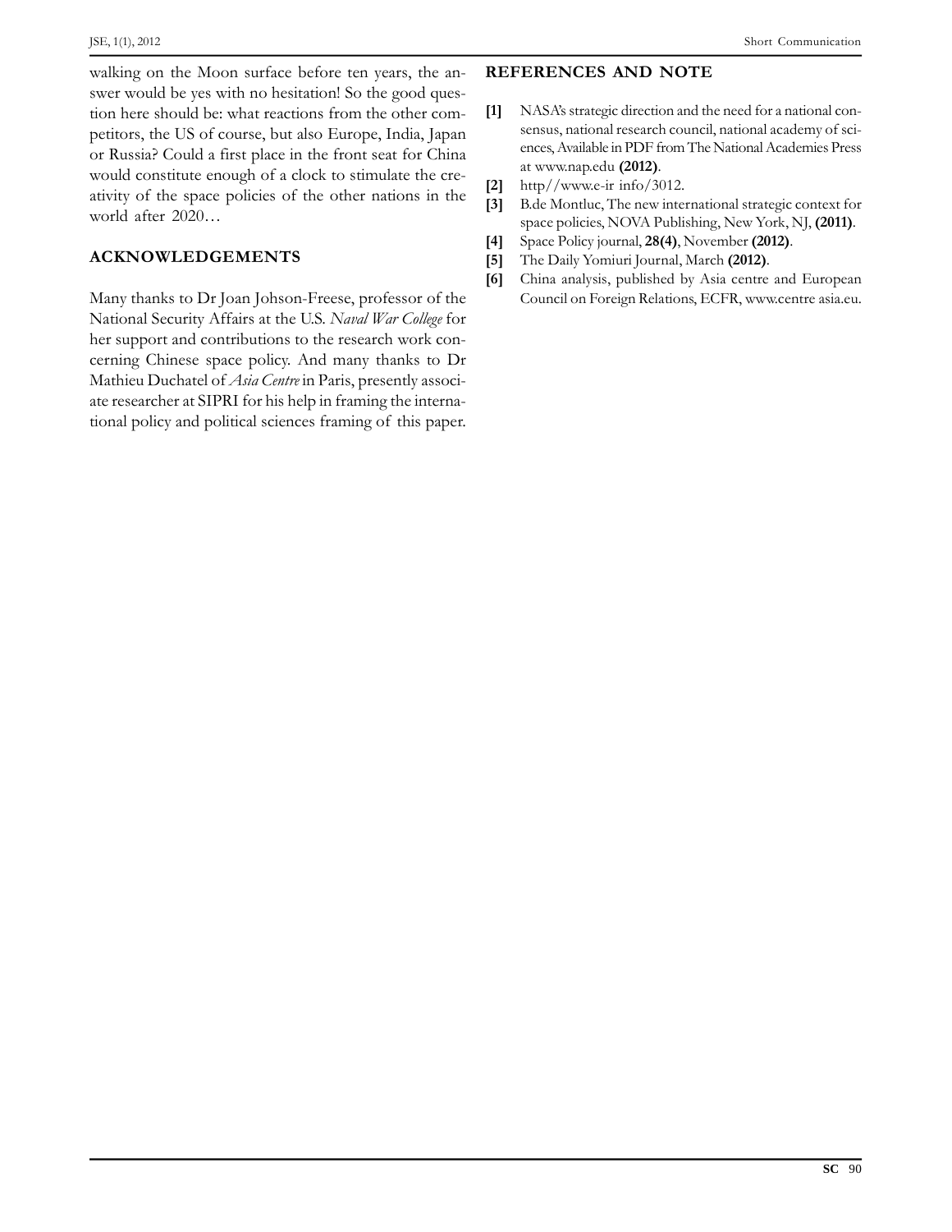walking on the Moon surface before ten years, the answer would be yes with no hesitation! So the good question here should be: what reactions from the other competitors, the US of course, but also Europe, India, Japan or Russia? Could a first place in the front seat for China would constitute enough of a clock to stimulate the creativity of the space policies of the other nations in the world after 2020…

## ACKNOWLEDGEMENTS

Many thanks to Dr Joan Johson-Freese, professor of the National Security Affairs at the U.S. *Naval War College* for her support and contributions to the research work concerning Chinese space policy. And many thanks to Dr Mathieu Duchatel of *Asia Centre* in Paris, presently associate researcher at SIPRI for his help in framing the international policy and political sciences framing of this paper.

## REFERENCES AND NOTE

**[1]** NASA's strategic direction and the need for a national consensus, national research council, national academy of sciences, Available in PDF from The National Academies Press at www.nap.edu **(2012)**.

**[2]** http//www.e-ir info/3012.

**[3]** B.de Montluc, The new international strategic context for space policies, NOVA Publishing, New York, NJ, **(2011)**.

**[4]** Space Policy journal, **28(4)**, November **(2012)**.

**[5]** The Daily Yomiuri Journal, March **(2012)**.

**[6]** China analysis, published by Asia centre and European Council on Foreign Relations, ECFR, www.centre asia.eu.